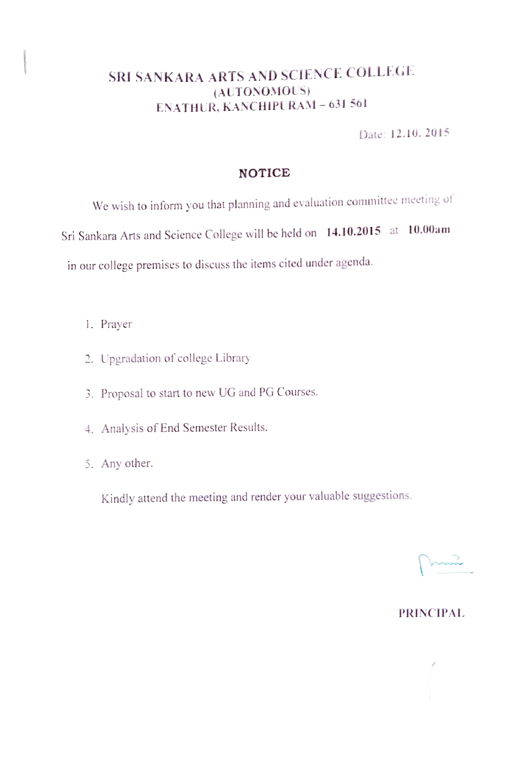# SRI SANKARA ARTS AND SCIENCE COLLEGE
## (AUTONOMOUS)
## ENATHUR, KANCHIPURAM – 631 561

Date: 12.10. 2015

### NOTICE

We wish to inform you that planning and evaluation committee meeting of Sri Sankara Arts and Science College will be held on **14.10.2015** at **10.00am** in our college premises to discuss the items cited under agenda.

1. Prayer
2. Upgradation of college Library
3. Proposal to start to new UG and PG Courses.
4. Analysis of End Semester Results.
5. Any other.

Kindly attend the meeting and render your valuable suggestions.

**PRINCIPAL**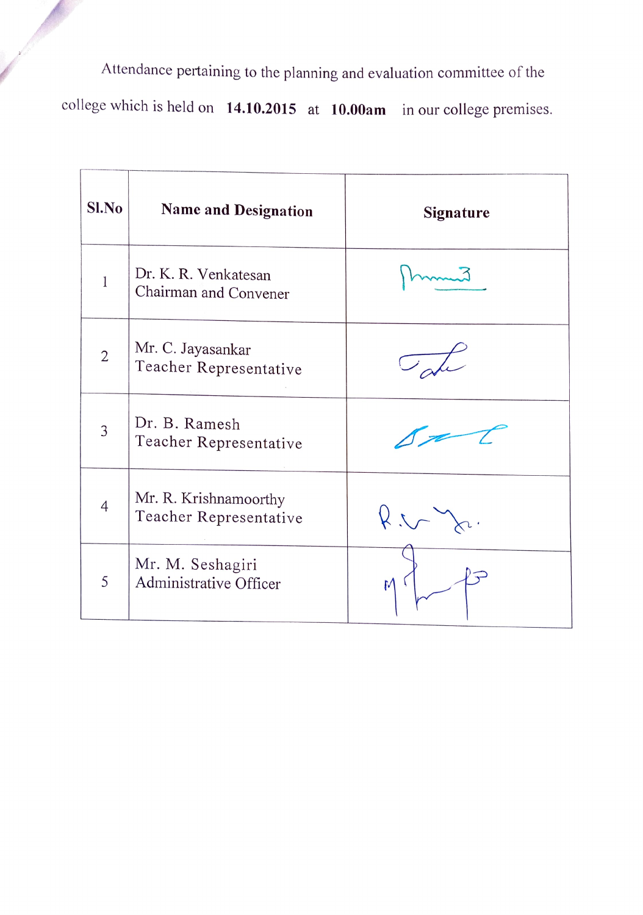Attendance pertaining to the planning and evaluation committee of the college which is held on **14.10.2015** at **10.00am** in our college premises.

| Sl.No | Name and Designation | Signature |
|---|---|---|
| 1 | Dr. K. R. Venkatesan<br>Chairman and Convener | |
| 2 | Mr. C. Jayasankar<br>Teacher Representative | |
| 3 | Dr. B. Ramesh<br>Teacher Representative | |
| 4 | Mr. R. Krishnamoorthy<br>Teacher Representative | |
| 5 | Mr. M. Seshagiri<br>Administrative Officer | |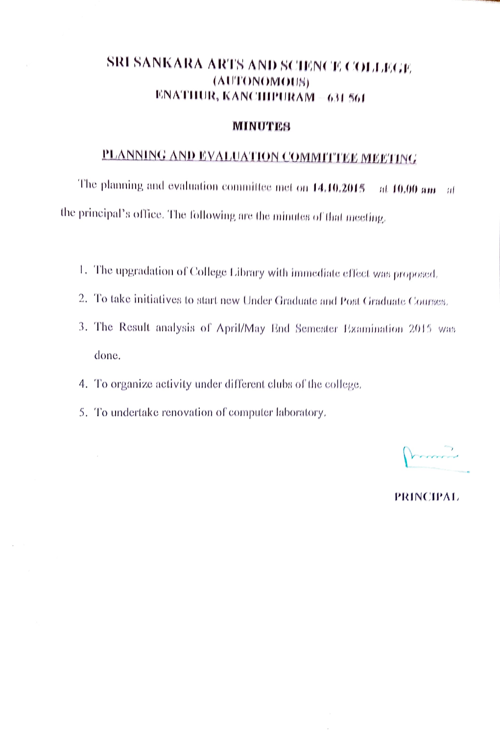# SRI SANKARA ARTS AND SCIENCE COLLEGE
## (AUTONOMOUS)
## ENATHUR, KANCHIPURAM – 631 561

### MINUTES

### PLANNING AND EVALUATION COMMITTEE MEETING

The planning and evaluation committee met on **14.10.2015** at **10.00 am** at the principal's office. The following are the minutes of that meeting.

1. The upgradation of College Library with immediate effect was proposed.
2. To take initiatives to start new Under Graduate and Post Graduate Courses.
3. The Result analysis of April/May End Semester Examination 2015 was done.
4. To organize activity under different clubs of the college.
5. To undertake renovation of computer laboratory.

**PRINCIPAL**